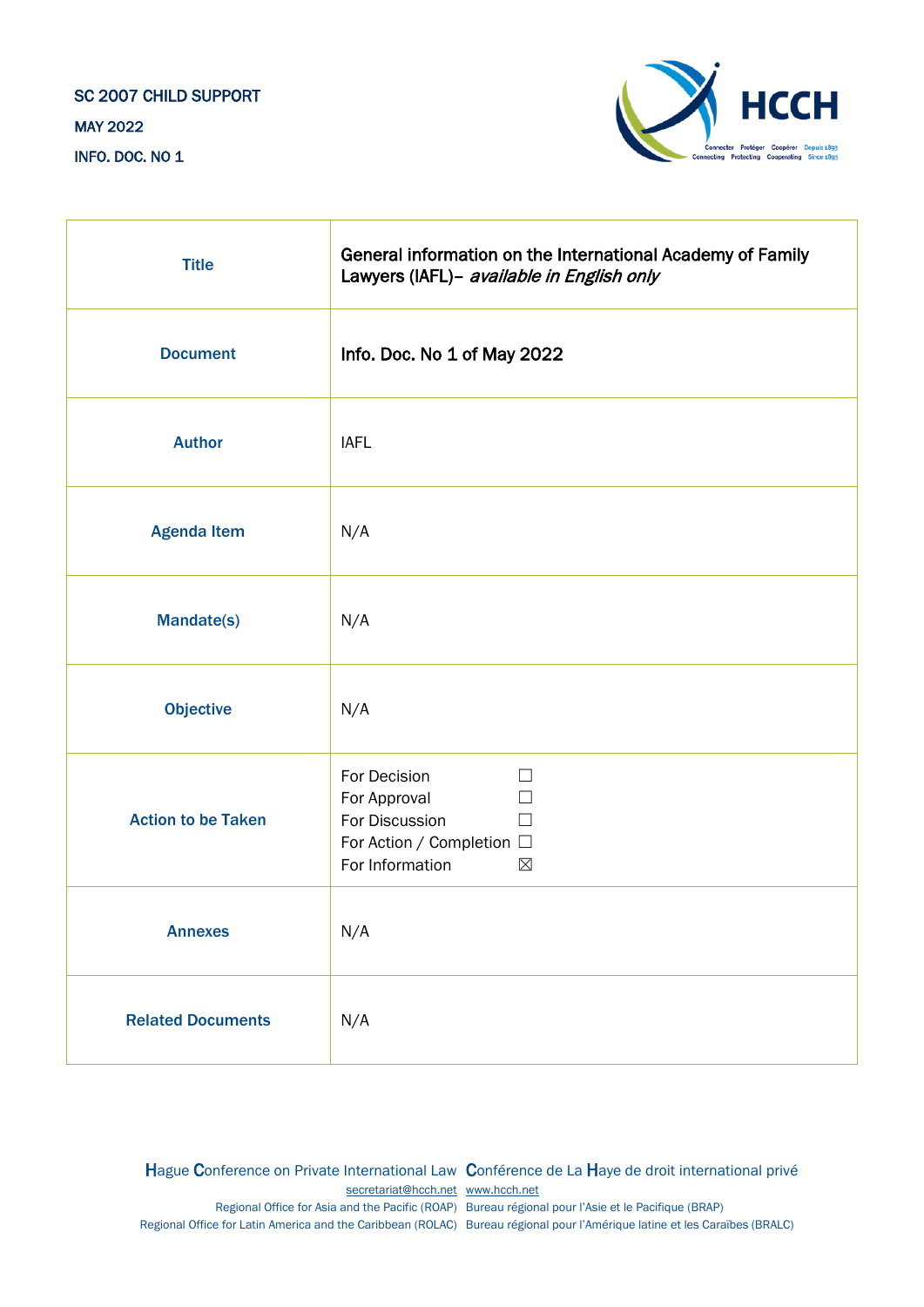SC 2007 CHILD SUPPORT

MAY 2022

INFO. DOC. NO 1

| | |
|---|---|
| **Title** | General information on the International Academy of Family Lawyers (IAFL)– *available in English only* |
| **Document** | Info. Doc. No 1 of May 2022 |
| **Author** | IAFL |
| **Agenda Item** | N/A |
| **Mandate(s)** | N/A |
| **Objective** | N/A |
| **Action to be Taken** | For Decision ☐<br>For Approval ☐<br>For Discussion ☐<br>For Action / Completion ☐<br>For Information ☒ |
| **Annexes** | N/A |
| **Related Documents** | N/A |

Hague Conference on Private International Law Conférence de La Haye de droit international privé

secretariat@hcch.net www.hcch.net

Regional Office for Asia and the Pacific (ROAP) Bureau régional pour l'Asie et le Pacifique (BRAP)

Regional Office for Latin America and the Caribbean (ROLAC) Bureau régional pour l'Amérique latine et les Caraïbes (BRALC)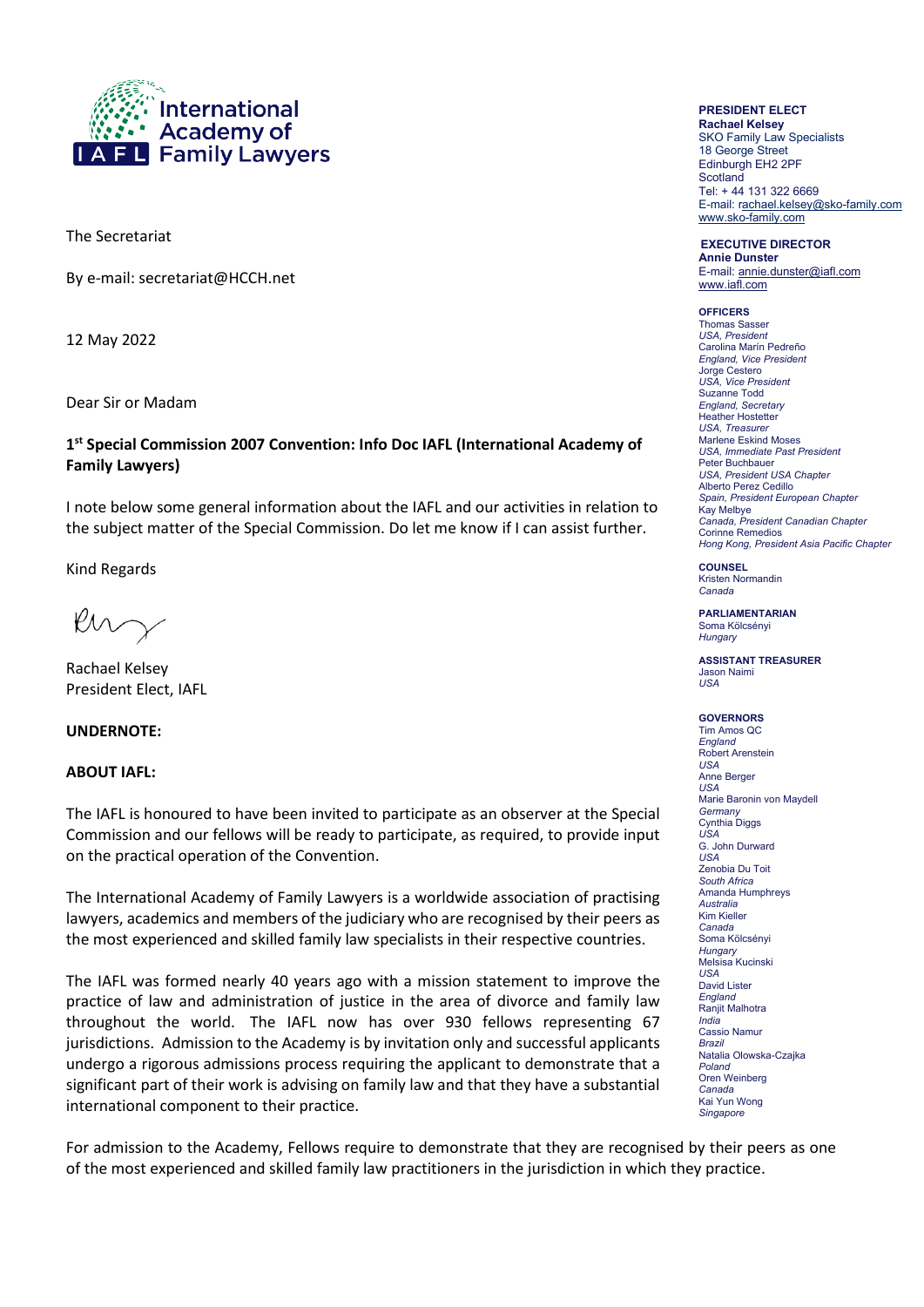International Academy of Family Lawyers

IAFL

The Secretariat

By e-mail: secretariat@HCCH.net

12 May 2022

Dear Sir or Madam

**1st Special Commission 2007 Convention: Info Doc IAFL (International Academy of Family Lawyers)**

I note below some general information about the IAFL and our activities in relation to the subject matter of the Special Commission. Do let me know if I can assist further.

Kind Regards

Rachael Kelsey
President Elect, IAFL

**UNDERNOTE:**

**ABOUT IAFL:**

The IAFL is honoured to have been invited to participate as an observer at the Special Commission and our fellows will be ready to participate, as required, to provide input on the practical operation of the Convention.

The International Academy of Family Lawyers is a worldwide association of practising lawyers, academics and members of the judiciary who are recognised by their peers as the most experienced and skilled family law specialists in their respective countries.

The IAFL was formed nearly 40 years ago with a mission statement to improve the practice of law and administration of justice in the area of divorce and family law throughout the world. The IAFL now has over 930 fellows representing 67 jurisdictions. Admission to the Academy is by invitation only and successful applicants undergo a rigorous admissions process requiring the applicant to demonstrate that a significant part of their work is advising on family law and that they have a substantial international component to their practice.

For admission to the Academy, Fellows require to demonstrate that they are recognised by their peers as one of the most experienced and skilled family law practitioners in the jurisdiction in which they practice.

**PRESIDENT ELECT**
**Rachael Kelsey**
SKO Family Law Specialists
18 George Street
Edinburgh EH2 2PF
Scotland
Tel: + 44 131 322 6669
E-mail: rachael.kelsey@sko-family.com
www.sko-family.com

**EXECUTIVE DIRECTOR**
**Annie Dunster**
E-mail: annie.dunster@iafl.com
www.iafl.com

**OFFICERS**
Thomas Sasser
*USA, President*
Carolina Marín Pedreño
*England, Vice President*
Jorge Cestero
*USA, Vice President*
Suzanne Todd
*England, Secretary*
Heather Hostetter
*USA, Treasurer*
Marlene Eskind Moses
*USA, Immediate Past President*
Peter Buchbauer
*USA, President USA Chapter*
Alberto Perez Cedillo
*Spain, President European Chapter*
Kay Melbye
*Canada, President Canadian Chapter*
Corinne Remedios
*Hong Kong, President Asia Pacific Chapter*

**COUNSEL**
Kristen Normandin
*Canada*

**PARLIAMENTARIAN**
Soma Kölcsényi
*Hungary*

**ASSISTANT TREASURER**
Jason Naimi
*USA*

**GOVERNORS**
Tim Amos QC
*England*
Robert Arenstein
*USA*
Anne Berger
*USA*
Marie Baronin von Maydell
*Germany*
Cynthia Diggs
*USA*
G. John Durward
*USA*
Zenobia Du Toit
*South Africa*
Amanda Humphreys
*Australia*
Kim Kieller
*Canada*
Soma Kölcsényi
*Hungary*
Melsisa Kucinski
*USA*
David Lister
*England*
Ranjit Malhotra
*India*
Cassio Namur
*Brazil*
Natalia Olowska-Czajka
*Poland*
Oren Weinberg
*Canada*
Kai Yun Wong
*Singapore*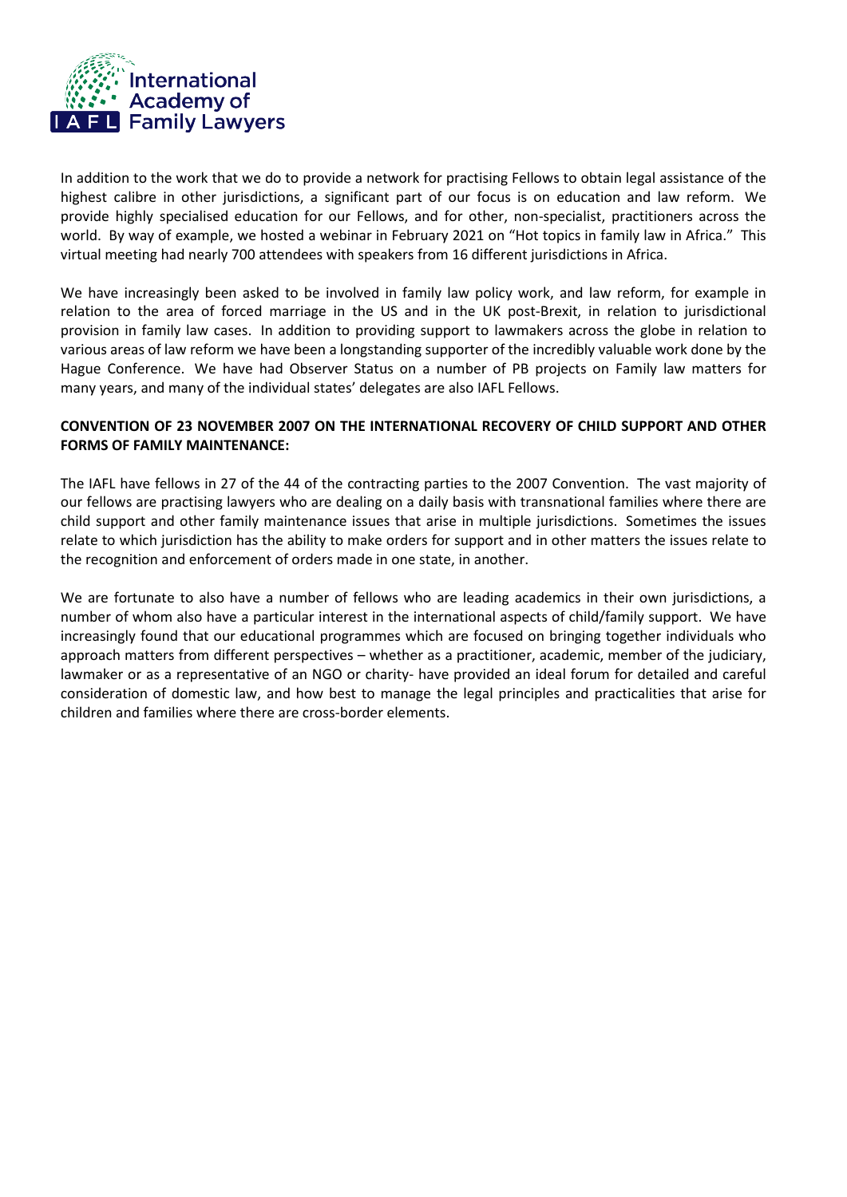In addition to the work that we do to provide a network for practising Fellows to obtain legal assistance of the highest calibre in other jurisdictions, a significant part of our focus is on education and law reform. We provide highly specialised education for our Fellows, and for other, non-specialist, practitioners across the world. By way of example, we hosted a webinar in February 2021 on "Hot topics in family law in Africa." This virtual meeting had nearly 700 attendees with speakers from 16 different jurisdictions in Africa.

We have increasingly been asked to be involved in family law policy work, and law reform, for example in relation to the area of forced marriage in the US and in the UK post-Brexit, in relation to jurisdictional provision in family law cases. In addition to providing support to lawmakers across the globe in relation to various areas of law reform we have been a longstanding supporter of the incredibly valuable work done by the Hague Conference. We have had Observer Status on a number of PB projects on Family law matters for many years, and many of the individual states' delegates are also IAFL Fellows.

**CONVENTION OF 23 NOVEMBER 2007 ON THE INTERNATIONAL RECOVERY OF CHILD SUPPORT AND OTHER FORMS OF FAMILY MAINTENANCE:**

The IAFL have fellows in 27 of the 44 of the contracting parties to the 2007 Convention. The vast majority of our fellows are practising lawyers who are dealing on a daily basis with transnational families where there are child support and other family maintenance issues that arise in multiple jurisdictions. Sometimes the issues relate to which jurisdiction has the ability to make orders for support and in other matters the issues relate to the recognition and enforcement of orders made in one state, in another.

We are fortunate to also have a number of fellows who are leading academics in their own jurisdictions, a number of whom also have a particular interest in the international aspects of child/family support. We have increasingly found that our educational programmes which are focused on bringing together individuals who approach matters from different perspectives – whether as a practitioner, academic, member of the judiciary, lawmaker or as a representative of an NGO or charity- have provided an ideal forum for detailed and careful consideration of domestic law, and how best to manage the legal principles and practicalities that arise for children and families where there are cross-border elements.